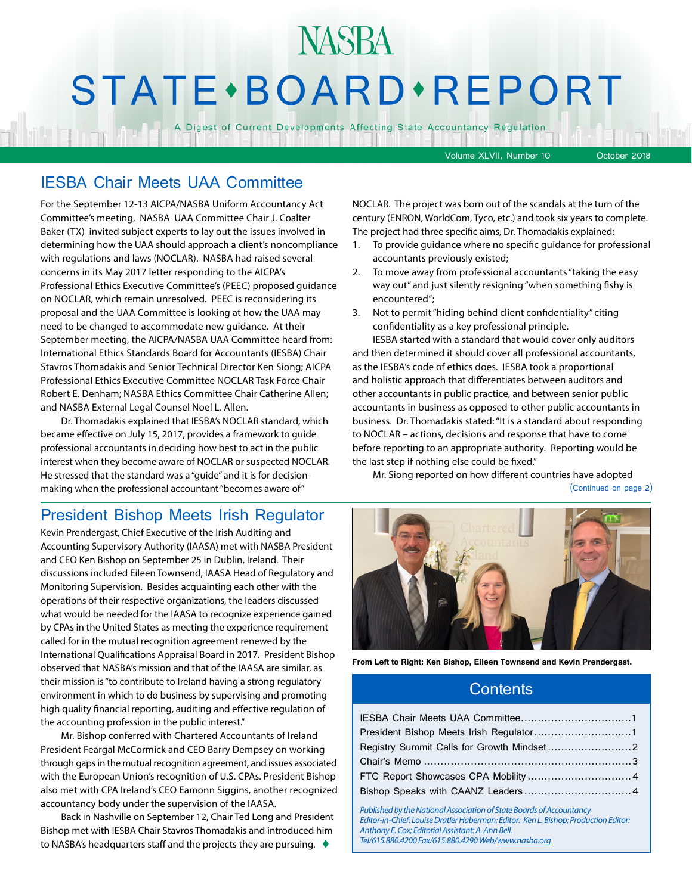# NASBA STATE • BOARD • REPORT

A Digest of Current Developments Affecting State Accountancy Regulation

Volume XLVII, Number 10 October 2018

## IESBA Chair Meets UAA Committee

For the September 12-13 AICPA/NASBA Uniform Accountancy Act Committee's meeting, NASBA UAA Committee Chair J. Coalter Baker (TX) invited subject experts to lay out the issues involved in determining how the UAA should approach a client's noncompliance with regulations and laws (NOCLAR). NASBA had raised several concerns in its May 2017 letter responding to the AICPA's Professional Ethics Executive Committee's (PEEC) proposed guidance on NOCLAR, which remain unresolved. PEEC is reconsidering its proposal and the UAA Committee is looking at how the UAA may need to be changed to accommodate new guidance. At their September meeting, the AICPA/NASBA UAA Committee heard from: International Ethics Standards Board for Accountants (IESBA) Chair Stavros Thomadakis and Senior Technical Director Ken Siong; AICPA Professional Ethics Executive Committee NOCLAR Task Force Chair Robert E. Denham; NASBA Ethics Committee Chair Catherine Allen; and NASBA External Legal Counsel Noel L. Allen.

Dr. Thomadakis explained that IESBA's NOCLAR standard, which became effective on July 15, 2017, provides a framework to guide professional accountants in deciding how best to act in the public interest when they become aware of NOCLAR or suspected NOCLAR. He stressed that the standard was a "guide" and it is for decision-making when the professional accountant "becomes aware of" NOCLAR. The project was born out of the scandals at the turn of the century (ENRON, WorldCom, Tyco, etc.) and took six years to complete. The project had three specific aims, Dr. Thomadakis explained:

1. To provide guidance where no specific guidance for professional accountants previously existed;
2. To move away from professional accountants "taking the easy way out" and just silently resigning "when something fishy is encountered";
3. Not to permit "hiding behind client confidentiality" citing confidentiality as a key professional principle.

IESBA started with a standard that would cover only auditors and then determined it should cover all professional accountants, as the IESBA's code of ethics does. IESBA took a proportional and holistic approach that differentiates between auditors and other accountants in public practice, and between senior public accountants in business as opposed to other public accountants in business. Dr. Thomadakis stated: "It is a standard about responding to NOCLAR – actions, decisions and response that have to come before reporting to an appropriate authority. Reporting would be the last step if nothing else could be fixed."

Mr. Siong reported on how different countries have adopted

(Continued on page 2)

## President Bishop Meets Irish Regulator

Kevin Prendergast, Chief Executive of the Irish Auditing and Accounting Supervisory Authority (IAASA) met with NASBA President and CEO Ken Bishop on September 25 in Dublin, Ireland. Their discussions included Eileen Townsend, IAASA Head of Regulatory and Monitoring Supervision. Besides acquainting each other with the operations of their respective organizations, the leaders discussed what would be needed for the IAASA to recognize experience gained by CPAs in the United States as meeting the experience requirement called for in the mutual recognition agreement renewed by the International Qualifications Appraisal Board in 2017. President Bishop observed that NASBA's mission and that of the IAASA are similar, as their mission is "to contribute to Ireland having a strong regulatory environment in which to do business by supervising and promoting high quality financial reporting, auditing and effective regulation of the accounting profession in the public interest."

Mr. Bishop conferred with Chartered Accountants of Ireland President Feargal McCormick and CEO Barry Dempsey on working through gaps in the mutual recognition agreement, and issues associated with the European Union's recognition of U.S. CPAs. President Bishop also met with CPA Ireland's CEO Eamonn Siggins, another recognized accountancy body under the supervision of the IAASA.

Back in Nashville on September 12, Chair Ted Long and President Bishop met with IESBA Chair Stavros Thomadakis and introduced him to NASBA's headquarters staff and the projects they are pursuing. ♦

**From Left to Right: Ken Bishop, Eileen Townsend and Kevin Prendergast.**

## Contents

- IESBA Chair Meets UAA Committee ........ 1
- President Bishop Meets Irish Regulator ........ 1
- Registry Summit Calls for Growth Mindset ........ 2
- Chair's Memo ........ 3
- FTC Report Showcases CPA Mobility ........ 4
- Bishop Speaks with CAANZ Leaders ........ 4

*Published by the National Association of State Boards of Accountancy*
*Editor-in-Chief: Louise Dratler Haberman; Editor: Ken L. Bishop; Production Editor: Anthony E. Cox; Editorial Assistant: A. Ann Bell.*
*Tel/615.880.4200 Fax/615.880.4290 Web/www.nasba.org*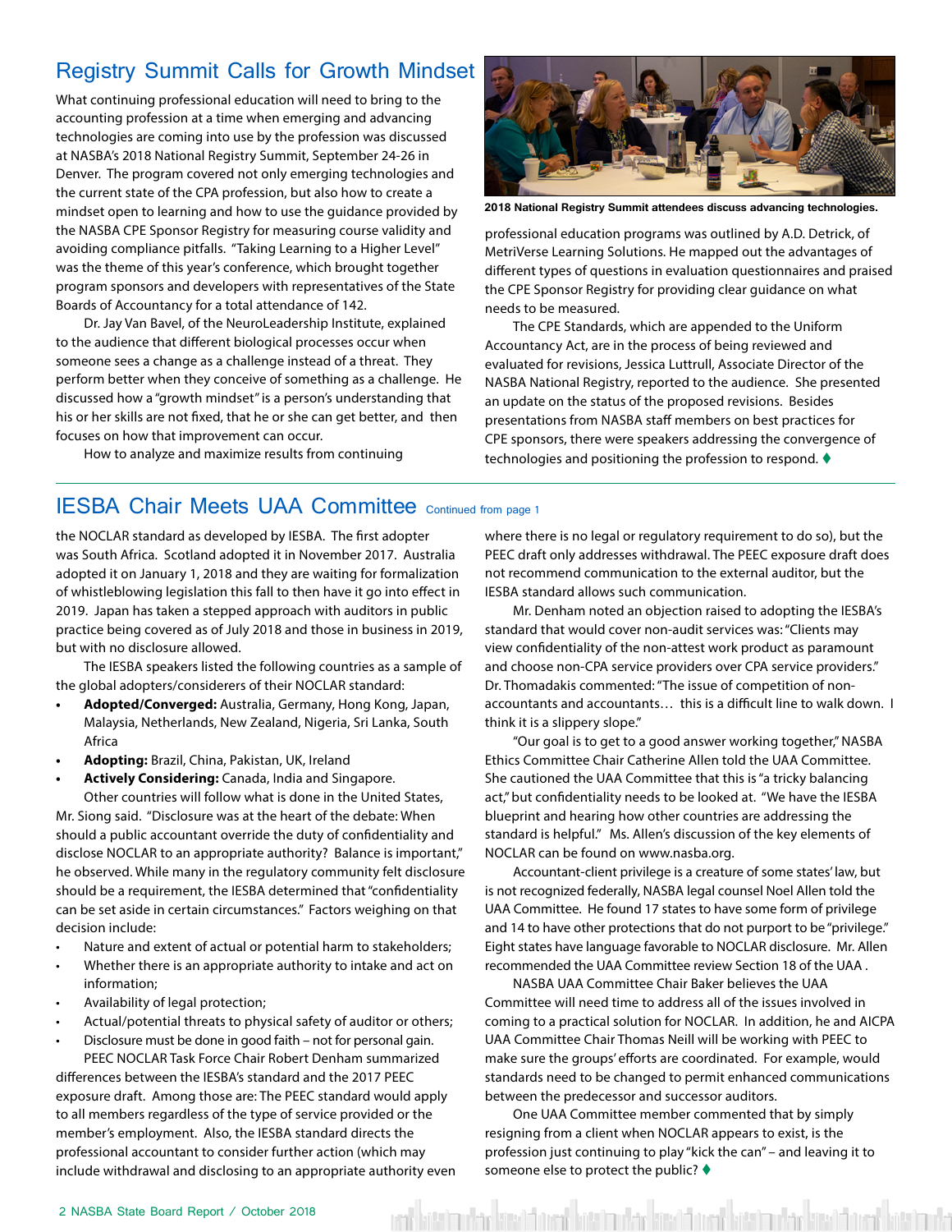## Registry Summit Calls for Growth Mindset

What continuing professional education will need to bring to the accounting profession at a time when emerging and advancing technologies are coming into use by the profession was discussed at NASBA's 2018 National Registry Summit, September 24-26 in Denver. The program covered not only emerging technologies and the current state of the CPA profession, but also how to create a mindset open to learning and how to use the guidance provided by the NASBA CPE Sponsor Registry for measuring course validity and avoiding compliance pitfalls. "Taking Learning to a Higher Level" was the theme of this year's conference, which brought together program sponsors and developers with representatives of the State Boards of Accountancy for a total attendance of 142.

Dr. Jay Van Bavel, of the NeuroLeadership Institute, explained to the audience that different biological processes occur when someone sees a change as a challenge instead of a threat. They perform better when they conceive of something as a challenge. He discussed how a "growth mindset" is a person's understanding that his or her skills are not fixed, that he or she can get better, and then focuses on how that improvement can occur.

How to analyze and maximize results from continuing professional education programs was outlined by A.D. Detrick, of MetriVerse Learning Solutions. He mapped out the advantages of different types of questions in evaluation questionnaires and praised the CPE Sponsor Registry for providing clear guidance on what needs to be measured.

2018 National Registry Summit attendees discuss advancing technologies.

The CPE Standards, which are appended to the Uniform Accountancy Act, are in the process of being reviewed and evaluated for revisions, Jessica Luttrull, Associate Director of the NASBA National Registry, reported to the audience. She presented an update on the status of the proposed revisions. Besides presentations from NASBA staff members on best practices for CPE sponsors, there were speakers addressing the convergence of technologies and positioning the profession to respond. ♦

## IESBA Chair Meets UAA Committee *Continued from page 1*

the NOCLAR standard as developed by IESBA. The first adopter was South Africa. Scotland adopted it in November 2017. Australia adopted it on January 1, 2018 and they are waiting for formalization of whistleblowing legislation this fall to then have it go into effect in 2019. Japan has taken a stepped approach with auditors in public practice being covered as of July 2018 and those in business in 2019, but with no disclosure allowed.

The IESBA speakers listed the following countries as a sample of the global adopters/considerers of their NOCLAR standard:

- **Adopted/Converged:** Australia, Germany, Hong Kong, Japan, Malaysia, Netherlands, New Zealand, Nigeria, Sri Lanka, South Africa
- **Adopting:** Brazil, China, Pakistan, UK, Ireland
- **Actively Considering:** Canada, India and Singapore.

Other countries will follow what is done in the United States, Mr. Siong said. "Disclosure was at the heart of the debate: When should a public accountant override the duty of confidentiality and disclose NOCLAR to an appropriate authority? Balance is important," he observed. While many in the regulatory community felt disclosure should be a requirement, the IESBA determined that "confidentiality can be set aside in certain circumstances." Factors weighing on that decision include:

- Nature and extent of actual or potential harm to stakeholders;
- Whether there is an appropriate authority to intake and act on information;
- Availability of legal protection;
- Actual/potential threats to physical safety of auditor or others;
- Disclosure must be done in good faith – not for personal gain.

PEEC NOCLAR Task Force Chair Robert Denham summarized differences between the IESBA's standard and the 2017 PEEC exposure draft. Among those are: The PEEC standard would apply to all members regardless of the type of service provided or the member's employment. Also, the IESBA standard directs the professional accountant to consider further action (which may include withdrawal and disclosing to an appropriate authority even where there is no legal or regulatory requirement to do so), but the PEEC draft only addresses withdrawal. The PEEC exposure draft does not recommend communication to the external auditor, but the IESBA standard allows such communication.

Mr. Denham noted an objection raised to adopting the IESBA's standard that would cover non-audit services was: "Clients may view confidentiality of the non-attest work product as paramount and choose non-CPA service providers over CPA service providers." Dr. Thomadakis commented: "The issue of competition of non-accountants and accountants… this is a difficult line to walk down. I think it is a slippery slope."

"Our goal is to get to a good answer working together," NASBA Ethics Committee Chair Catherine Allen told the UAA Committee. She cautioned the UAA Committee that this is "a tricky balancing act," but confidentiality needs to be looked at. "We have the IESBA blueprint and hearing how other countries are addressing the standard is helpful." Ms. Allen's discussion of the key elements of NOCLAR can be found on www.nasba.org.

Accountant-client privilege is a creature of some states' law, but is not recognized federally, NASBA legal counsel Noel Allen told the UAA Committee. He found 17 states to have some form of privilege and 14 to have other protections that do not purport to be "privilege." Eight states have language favorable to NOCLAR disclosure. Mr. Allen recommended the UAA Committee review Section 18 of the UAA .

NASBA UAA Committee Chair Baker believes the UAA Committee will need time to address all of the issues involved in coming to a practical solution for NOCLAR. In addition, he and AICPA UAA Committee Chair Thomas Neill will be working with PEEC to make sure the groups' efforts are coordinated. For example, would standards need to be changed to permit enhanced communications between the predecessor and successor auditors.

One UAA Committee member commented that by simply resigning from a client when NOCLAR appears to exist, is the profession just continuing to play "kick the can" – and leaving it to someone else to protect the public? ♦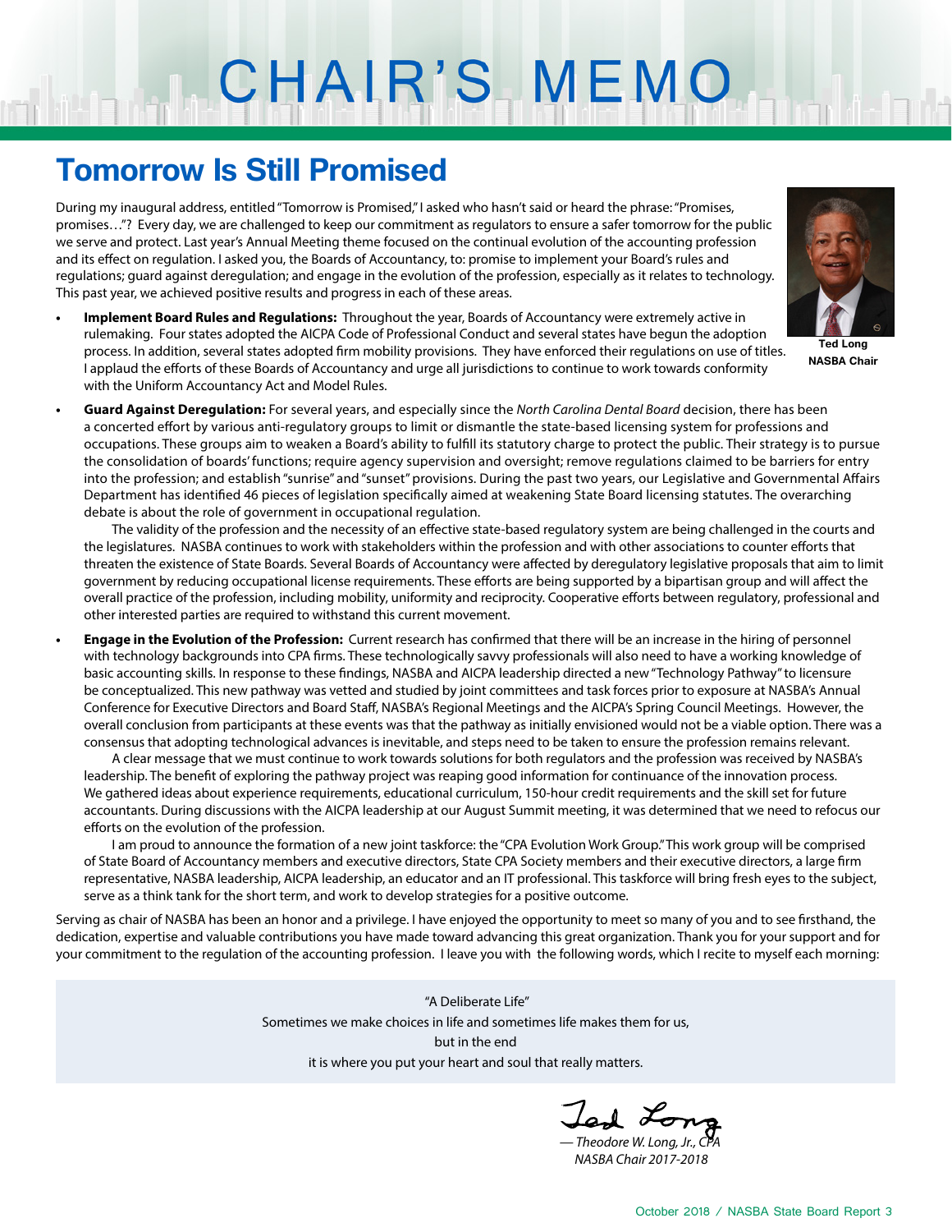# CHAIR'S MEMO

## Tomorrow Is Still Promised

During my inaugural address, entitled "Tomorrow is Promised," I asked who hasn't said or heard the phrase: "Promises, promises…"? Every day, we are challenged to keep our commitment as regulators to ensure a safer tomorrow for the public we serve and protect. Last year's Annual Meeting theme focused on the continual evolution of the accounting profession and its effect on regulation. I asked you, the Boards of Accountancy, to: promise to implement your Board's rules and regulations; guard against deregulation; and engage in the evolution of the profession, especially as it relates to technology. This past year, we achieved positive results and progress in each of these areas.

**Ted Long**
**NASBA Chair**

- **Implement Board Rules and Regulations:** Throughout the year, Boards of Accountancy were extremely active in rulemaking. Four states adopted the AICPA Code of Professional Conduct and several states have begun the adoption process. In addition, several states adopted firm mobility provisions. They have enforced their regulations on use of titles. I applaud the efforts of these Boards of Accountancy and urge all jurisdictions to continue to work towards conformity with the Uniform Accountancy Act and Model Rules.

- **Guard Against Deregulation:** For several years, and especially since the *North Carolina Dental Board* decision, there has been a concerted effort by various anti-regulatory groups to limit or dismantle the state-based licensing system for professions and occupations. These groups aim to weaken a Board's ability to fulfill its statutory charge to protect the public. Their strategy is to pursue the consolidation of boards' functions; require agency supervision and oversight; remove regulations claimed to be barriers for entry into the profession; and establish "sunrise" and "sunset" provisions. During the past two years, our Legislative and Governmental Affairs Department has identified 46 pieces of legislation specifically aimed at weakening State Board licensing statutes. The overarching debate is about the role of government in occupational regulation.

  The validity of the profession and the necessity of an effective state-based regulatory system are being challenged in the courts and the legislatures. NASBA continues to work with stakeholders within the profession and with other associations to counter efforts that threaten the existence of State Boards. Several Boards of Accountancy were affected by deregulatory legislative proposals that aim to limit government by reducing occupational license requirements. These efforts are being supported by a bipartisan group and will affect the overall practice of the profession, including mobility, uniformity and reciprocity. Cooperative efforts between regulatory, professional and other interested parties are required to withstand this current movement.

- **Engage in the Evolution of the Profession:** Current research has confirmed that there will be an increase in the hiring of personnel with technology backgrounds into CPA firms. These technologically savvy professionals will also need to have a working knowledge of basic accounting skills. In response to these findings, NASBA and AICPA leadership directed a new "Technology Pathway" to licensure be conceptualized. This new pathway was vetted and studied by joint committees and task forces prior to exposure at NASBA's Annual Conference for Executive Directors and Board Staff, NASBA's Regional Meetings and the AICPA's Spring Council Meetings. However, the overall conclusion from participants at these events was that the pathway as initially envisioned would not be a viable option. There was a consensus that adopting technological advances is inevitable, and steps need to be taken to ensure the profession remains relevant.

  A clear message that we must continue to work towards solutions for both regulators and the profession was received by NASBA's leadership. The benefit of exploring the pathway project was reaping good information for continuance of the innovation process. We gathered ideas about experience requirements, educational curriculum, 150-hour credit requirements and the skill set for future accountants. During discussions with the AICPA leadership at our August Summit meeting, it was determined that we need to refocus our efforts on the evolution of the profession.

  I am proud to announce the formation of a new joint taskforce: the "CPA Evolution Work Group." This work group will be comprised of State Board of Accountancy members and executive directors, State CPA Society members and their executive directors, a large firm representative, NASBA leadership, AICPA leadership, an educator and an IT professional. This taskforce will bring fresh eyes to the subject, serve as a think tank for the short term, and work to develop strategies for a positive outcome.

Serving as chair of NASBA has been an honor and a privilege. I have enjoyed the opportunity to meet so many of you and to see firsthand, the dedication, expertise and valuable contributions you have made toward advancing this great organization. Thank you for your support and for your commitment to the regulation of the accounting profession. I leave you with the following words, which I recite to myself each morning:

> "A Deliberate Life"
> Sometimes we make choices in life and sometimes life makes them for us,
> but in the end
> it is where you put your heart and soul that really matters.

*— Theodore W. Long, Jr., CPA*
*NASBA Chair 2017-2018*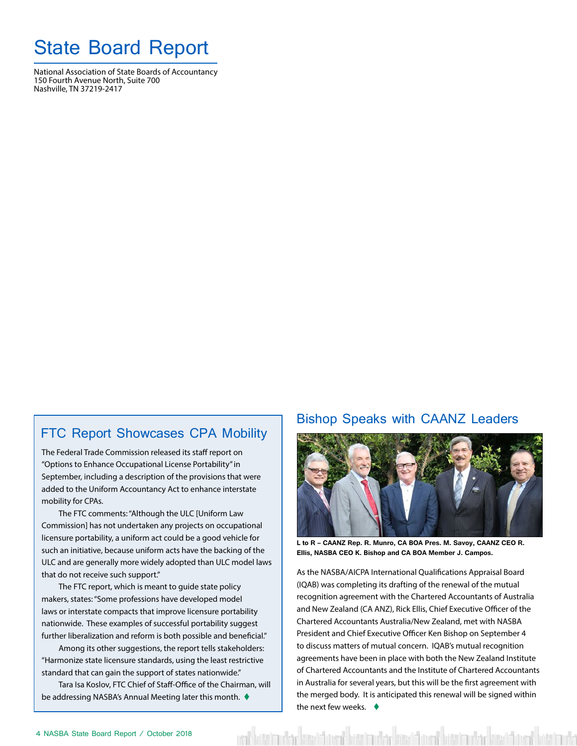# State Board Report

National Association of State Boards of Accountancy
150 Fourth Avenue North, Suite 700
Nashville, TN 37219-2417

## FTC Report Showcases CPA Mobility

The Federal Trade Commission released its staff report on "Options to Enhance Occupational License Portability" in September, including a description of the provisions that were added to the Uniform Accountancy Act to enhance interstate mobility for CPAs.

The FTC comments: "Although the ULC [Uniform Law Commission] has not undertaken any projects on occupational licensure portability, a uniform act could be a good vehicle for such an initiative, because uniform acts have the backing of the ULC and are generally more widely adopted than ULC model laws that do not receive such support."

The FTC report, which is meant to guide state policy makers, states: "Some professions have developed model laws or interstate compacts that improve licensure portability nationwide. These examples of successful portability suggest further liberalization and reform is both possible and beneficial."

Among its other suggestions, the report tells stakeholders: "Harmonize state licensure standards, using the least restrictive standard that can gain the support of states nationwide."

Tara Isa Koslov, FTC Chief of Staff-Office of the Chairman, will be addressing NASBA's Annual Meeting later this month. ♦

## Bishop Speaks with CAANZ Leaders

**L to R – CAANZ Rep. R. Munro, CA BOA Pres. M. Savoy, CAANZ CEO R. Ellis, NASBA CEO K. Bishop and CA BOA Member J. Campos.**

As the NASBA/AICPA International Qualifications Appraisal Board (IQAB) was completing its drafting of the renewal of the mutual recognition agreement with the Chartered Accountants of Australia and New Zealand (CA ANZ), Rick Ellis, Chief Executive Officer of the Chartered Accountants Australia/New Zealand, met with NASBA President and Chief Executive Officer Ken Bishop on September 4 to discuss matters of mutual concern. IQAB's mutual recognition agreements have been in place with both the New Zealand Institute of Chartered Accountants and the Institute of Chartered Accountants in Australia for several years, but this will be the first agreement with the merged body. It is anticipated this renewal will be signed within the next few weeks. ♦